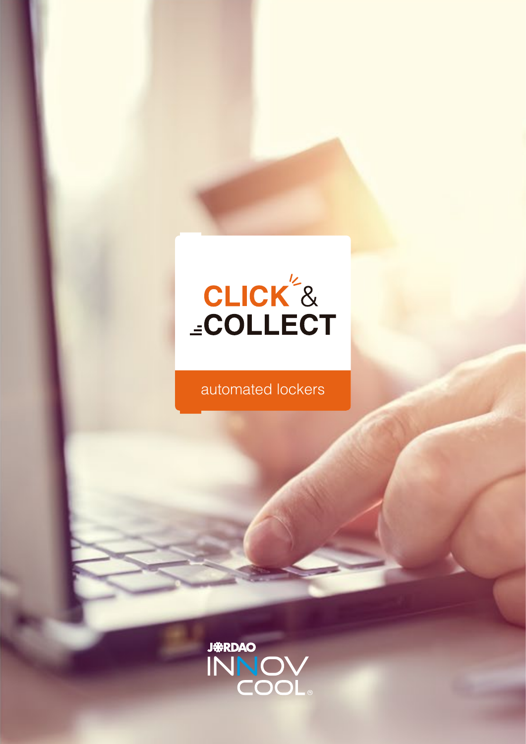# CLICK & COLLECT

automated lockers

JORDAO INNOV COOL®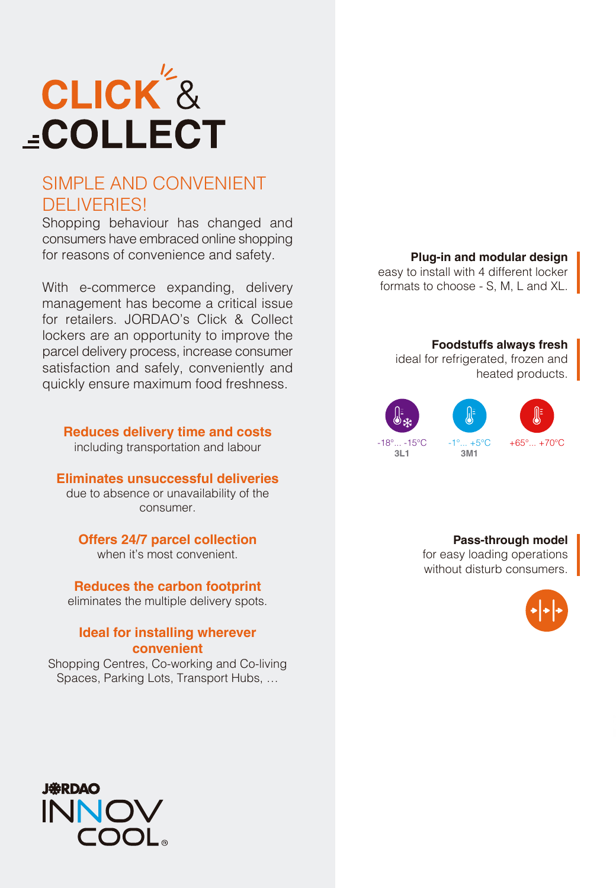# CLICK & COLLECT

## SIMPLE AND CONVENIENT DELIVERIES!

Shopping behaviour has changed and consumers have embraced online shopping for reasons of convenience and safety.

With e-commerce expanding, delivery management has become a critical issue for retailers. JORDAO's Click & Collect lockers are an opportunity to improve the parcel delivery process, increase consumer satisfaction and safely, conveniently and quickly ensure maximum food freshness.

**Reduces delivery time and costs**
including transportation and labour

**Eliminates unsuccessful deliveries**
due to absence or unavailability of the consumer.

**Offers 24/7 parcel collection**
when it's most convenient.

**Reduces the carbon footprint**
eliminates the multiple delivery spots.

**Ideal for installing wherever convenient**
Shopping Centres, Co-working and Co-living Spaces, Parking Lots, Transport Hubs, …

**Plug-in and modular design**
easy to install with 4 different locker formats to choose - S, M, L and XL.

**Foodstuffs always fresh**
ideal for refrigerated, frozen and heated products.

-18°... -15°C **3L1**

-1°... +5°C **3M1**

+65°... +70°C

**Pass-through model**
for easy loading operations without disturb consumers.

JORDAO INNOV COOL®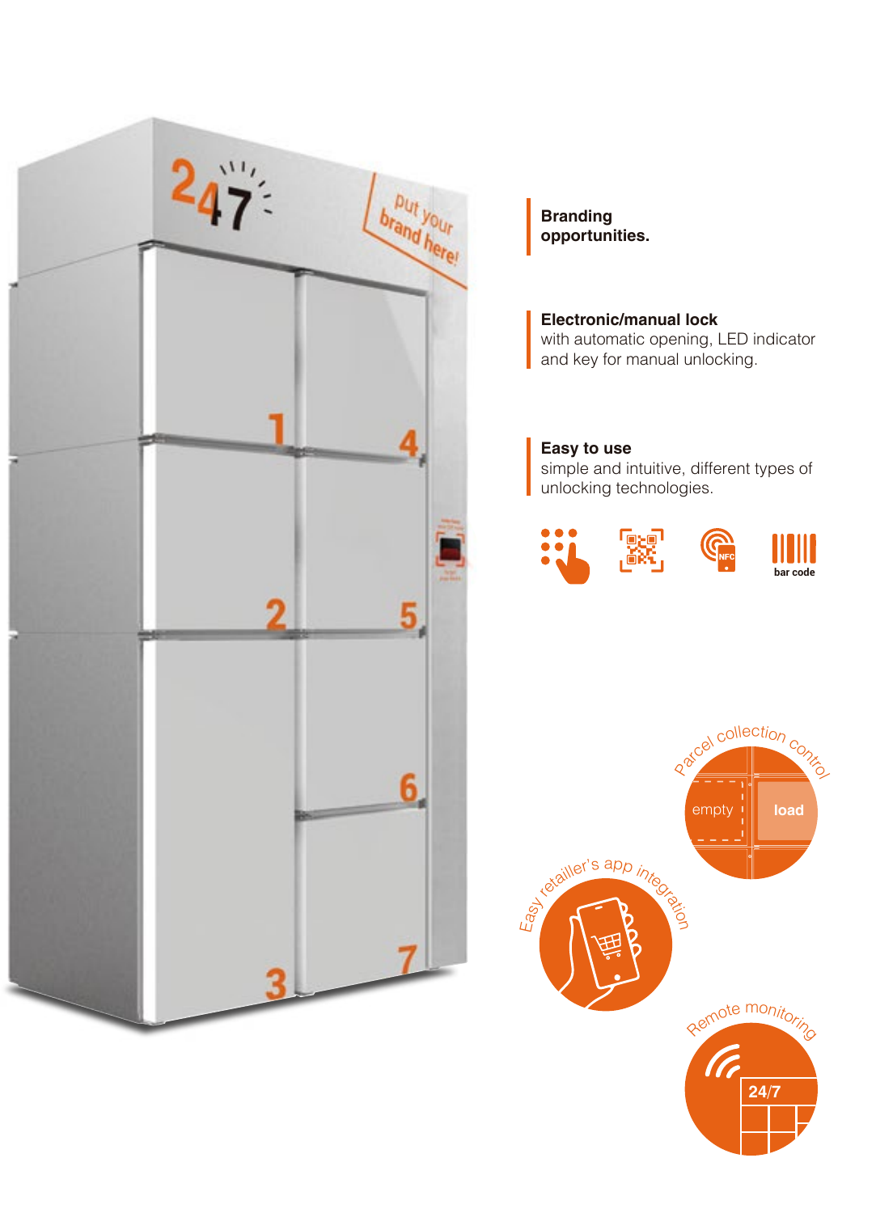**Branding opportunities.**

**Electronic/manual lock**
with automatic opening, LED indicator and key for manual unlocking.

**Easy to use**
simple and intuitive, different types of unlocking technologies.

bar code

Parcel collection control

empty

load

Easy retailler's app integration

Remote monitoring

24/7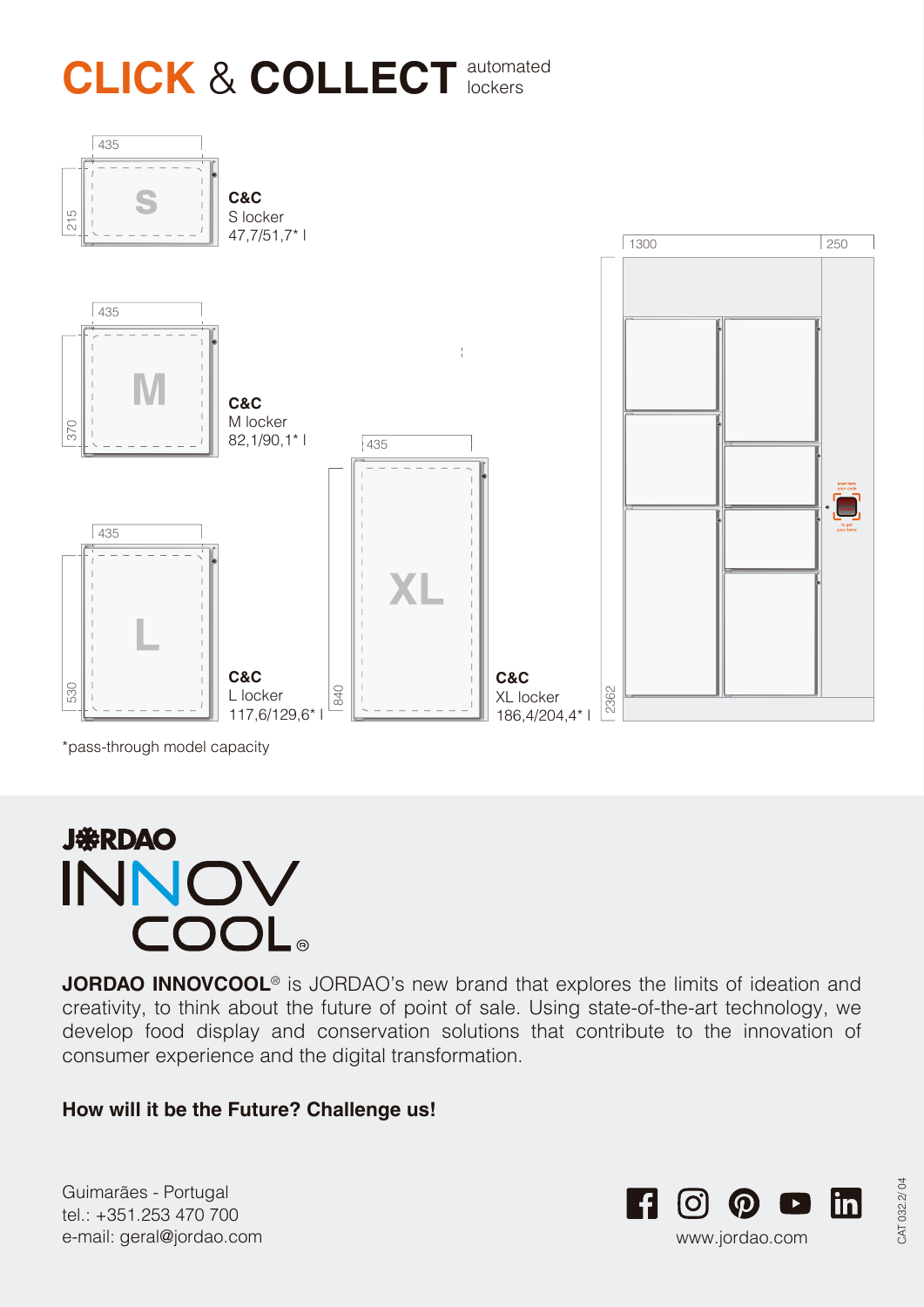# CLICK & COLLECT automated lockers

435

S

215

**C&C**
S locker
47,7/51,7* l

435

M

370

**C&C**
M locker
82,1/90,1* l

435

L

530

**C&C**
L locker
117,6/129,6* l

435

XL

840

**C&C**
XL locker
186,4/204,4* l

1300

250

2362

*pass-through model capacity

JORDAO INNOV COOL®

**JORDAO INNOVCOOL**® is JORDAO's new brand that explores the limits of ideation and creativity, to think about the future of point of sale. Using state-of-the-art technology, we develop food display and conservation solutions that contribute to the innovation of consumer experience and the digital transformation.

**How will it be the Future? Challenge us!**

Guimarães - Portugal
tel.: +351.253 470 700
e-mail: geral@jordao.com

www.jordao.com

CAT 032.2/ 04